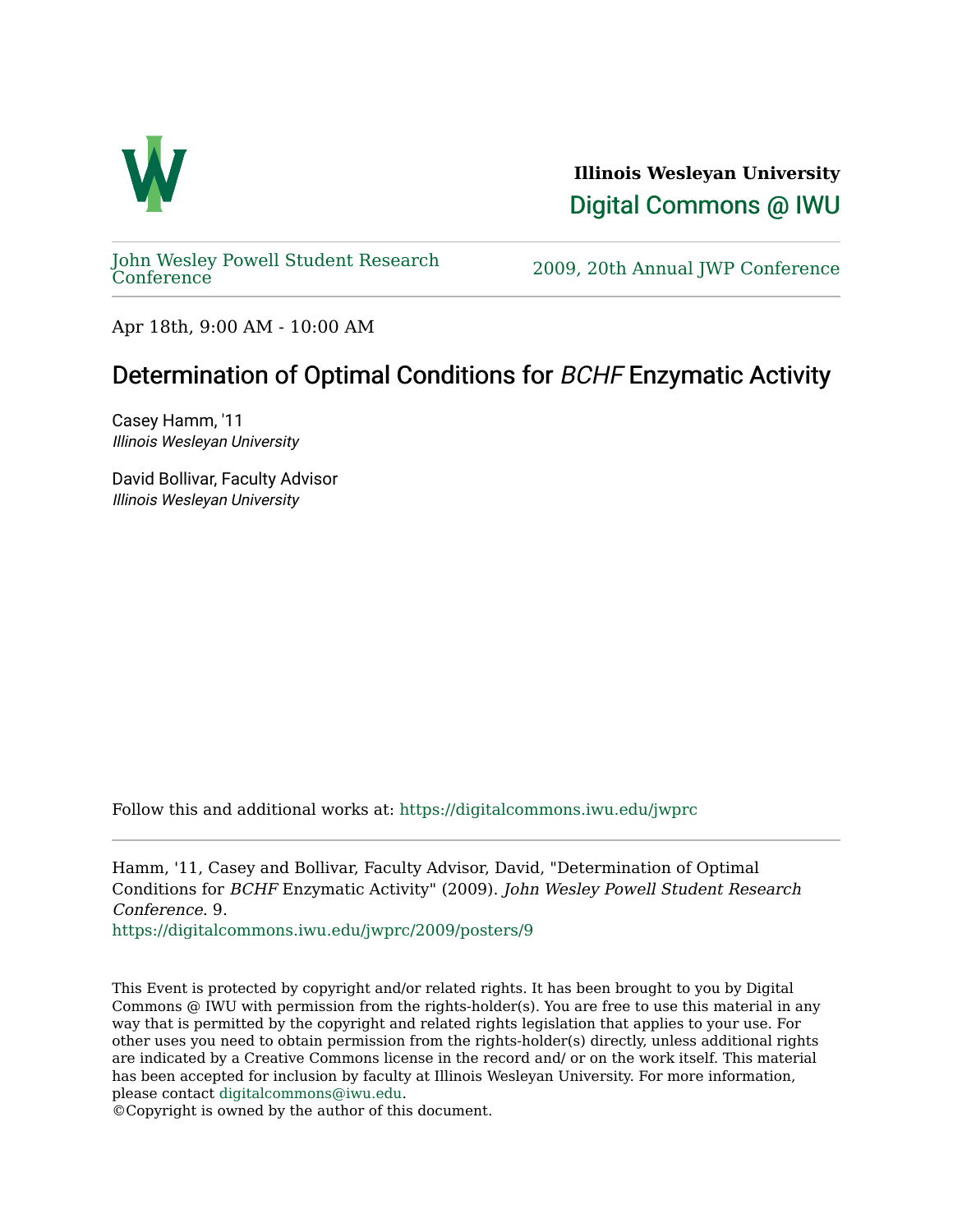**Illinois Wesleyan University**

Digital Commons @ IWU

John Wesley Powell Student Research Conference

2009, 20th Annual JWP Conference

Apr 18th, 9:00 AM - 10:00 AM

# Determination of Optimal Conditions for *BCHF* Enzymatic Activity

Casey Hamm, '11
*Illinois Wesleyan University*

David Bollivar, Faculty Advisor
*Illinois Wesleyan University*

Follow this and additional works at: https://digitalcommons.iwu.edu/jwprc

Hamm, '11, Casey and Bollivar, Faculty Advisor, David, "Determination of Optimal Conditions for *BCHF* Enzymatic Activity" (2009). *John Wesley Powell Student Research Conference*. 9.
https://digitalcommons.iwu.edu/jwprc/2009/posters/9

This Event is protected by copyright and/or related rights. It has been brought to you by Digital Commons @ IWU with permission from the rights-holder(s). You are free to use this material in any way that is permitted by the copyright and related rights legislation that applies to your use. For other uses you need to obtain permission from the rights-holder(s) directly, unless additional rights are indicated by a Creative Commons license in the record and/ or on the work itself. This material has been accepted for inclusion by faculty at Illinois Wesleyan University. For more information, please contact digitalcommons@iwu.edu.
©Copyright is owned by the author of this document.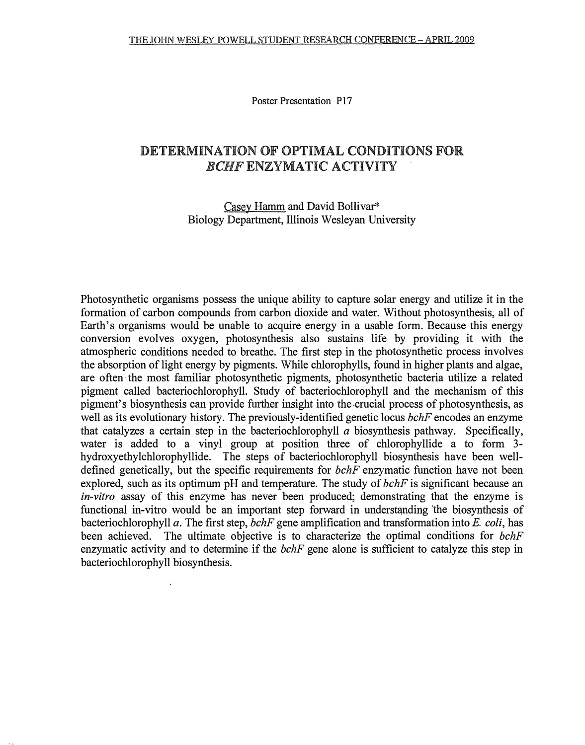Poster Presentation P17

# DETERMINATION OF OPTIMAL CONDITIONS FOR *BCHF* ENZYMATIC ACTIVITY

Casey Hamm and David Bollivar*
Biology Department, Illinois Wesleyan University

Photosynthetic organisms possess the unique ability to capture solar energy and utilize it in the formation of carbon compounds from carbon dioxide and water. Without photosynthesis, all of Earth's organisms would be unable to acquire energy in a usable form. Because this energy conversion evolves oxygen, photosynthesis also sustains life by providing it with the atmospheric conditions needed to breathe. The first step in the photosynthetic process involves the absorption of light energy by pigments. While chlorophylls, found in higher plants and algae, are often the most familiar photosynthetic pigments, photosynthetic bacteria utilize a related pigment called bacteriochlorophyll. Study of bacteriochlorophyll and the mechanism of this pigment's biosynthesis can provide further insight into the crucial process of photosynthesis, as well as its evolutionary history. The previously-identified genetic locus *bchF* encodes an enzyme that catalyzes a certain step in the bacteriochlorophyll *a* biosynthesis pathway. Specifically, water is added to a vinyl group at position three of chlorophyllide a to form 3-hydroxyethylchlorophyllide. The steps of bacteriochlorophyll biosynthesis have been well-defined genetically, but the specific requirements for *bchF* enzymatic function have not been explored, such as its optimum pH and temperature. The study of *bchF* is significant because an *in-vitro* assay of this enzyme has never been produced; demonstrating that the enzyme is functional in-vitro would be an important step forward in understanding the biosynthesis of bacteriochlorophyll *a*. The first step, *bchF* gene amplification and transformation into *E. coli*, has been achieved. The ultimate objective is to characterize the optimal conditions for *bchF* enzymatic activity and to determine if the *bchF* gene alone is sufficient to catalyze this step in bacteriochlorophyll biosynthesis.